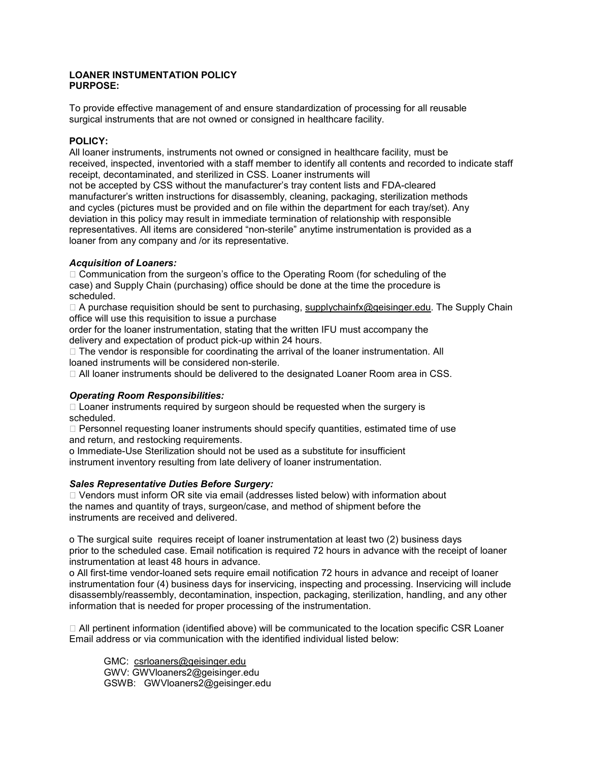**LOANER INSTUMENTATION POLICY**
**PURPOSE:**

To provide effective management of and ensure standardization of processing for all reusable surgical instruments that are not owned or consigned in healthcare facility.

**POLICY:**
All loaner instruments, instruments not owned or consigned in healthcare facility, must be received, inspected, inventoried with a staff member to identify all contents and recorded to indicate staff receipt, decontaminated, and sterilized in CSS. Loaner instruments will not be accepted by CSS without the manufacturer's tray content lists and FDA-cleared manufacturer's written instructions for disassembly, cleaning, packaging, sterilization methods and cycles (pictures must be provided and on file within the department for each tray/set). Any deviation in this policy may result in immediate termination of relationship with responsible representatives. All items are considered "non-sterile" anytime instrumentation is provided as a loaner from any company and /or its representative.

***Acquisition of Loaners:***

- Communication from the surgeon's office to the Operating Room (for scheduling of the case) and Supply Chain (purchasing) office should be done at the time the procedure is scheduled.
- A purchase requisition should be sent to purchasing, supplychainfx@geisinger.edu. The Supply Chain office will use this requisition to issue a purchase order for the loaner instrumentation, stating that the written IFU must accompany the delivery and expectation of product pick-up within 24 hours.
- The vendor is responsible for coordinating the arrival of the loaner instrumentation. All loaned instruments will be considered non-sterile.
- All loaner instruments should be delivered to the designated Loaner Room area in CSS.

***Operating Room Responsibilities:***

- Loaner instruments required by surgeon should be requested when the surgery is scheduled.
- Personnel requesting loaner instruments should specify quantities, estimated time of use and return, and restocking requirements.
  - Immediate-Use Sterilization should not be used as a substitute for insufficient instrument inventory resulting from late delivery of loaner instrumentation.

***Sales Representative Duties Before Surgery:***

- Vendors must inform OR site via email (addresses listed below) with information about the names and quantity of trays, surgeon/case, and method of shipment before the instruments are received and delivered.

  - The surgical suite requires receipt of loaner instrumentation at least two (2) business days prior to the scheduled case. Email notification is required 72 hours in advance with the receipt of loaner instrumentation at least 48 hours in advance.
  - All first-time vendor-loaned sets require email notification 72 hours in advance and receipt of loaner instrumentation four (4) business days for inservicing, inspecting and processing. Inservicing will include disassembly/reassembly, decontamination, inspection, packaging, sterilization, handling, and any other information that is needed for proper processing of the instrumentation.

- All pertinent information (identified above) will be communicated to the location specific CSR Loaner Email address or via communication with the identified individual listed below:

  GMC: csrloaners@geisinger.edu
  GWV: GWVloaners2@geisinger.edu
  GSWB: GWVloaners2@geisinger.edu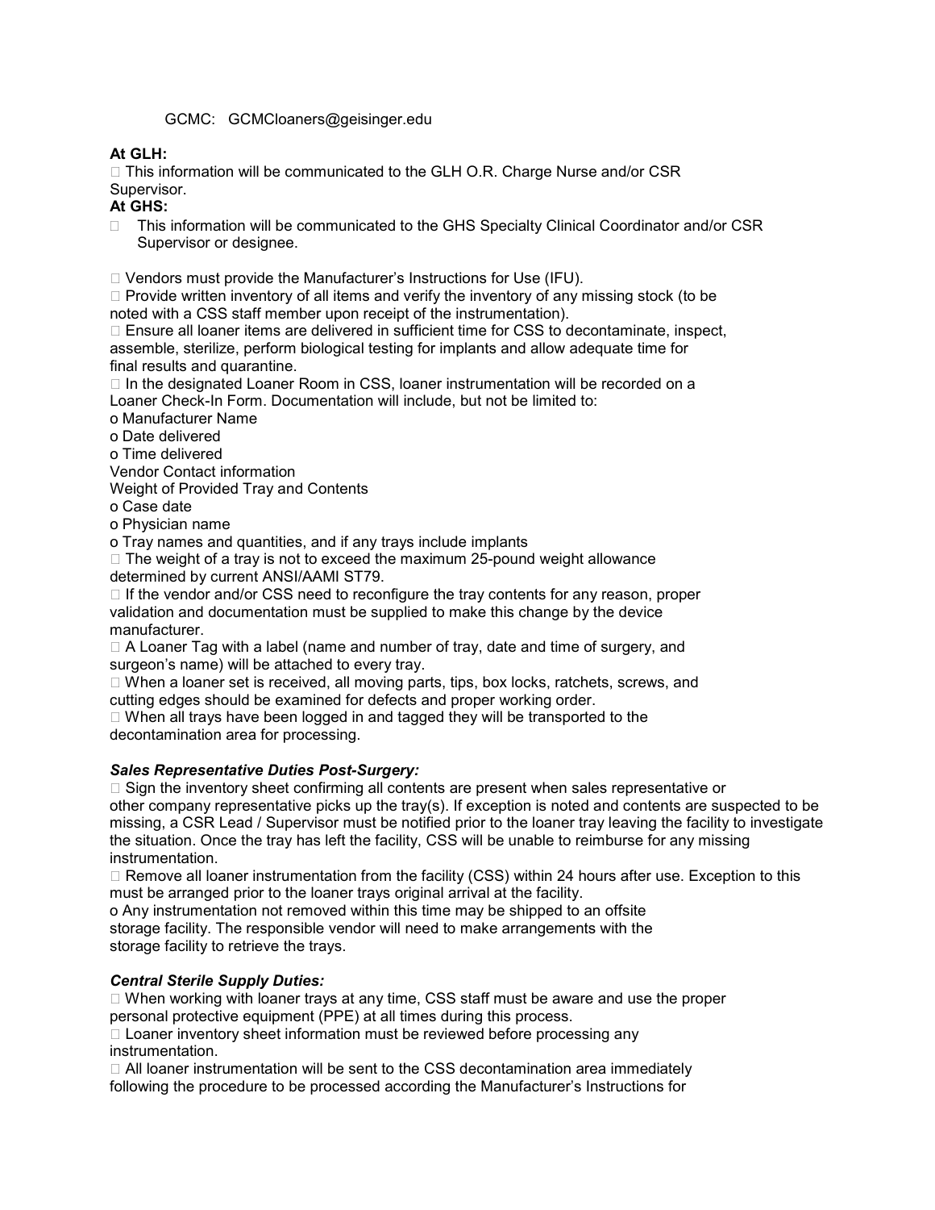GCMC: GCMCloaners@geisinger.edu

**At GLH:**

- This information will be communicated to the GLH O.R. Charge Nurse and/or CSR Supervisor.

**At GHS:**

- This information will be communicated to the GHS Specialty Clinical Coordinator and/or CSR Supervisor or designee.

- Vendors must provide the Manufacturer's Instructions for Use (IFU).
- Provide written inventory of all items and verify the inventory of any missing stock (to be noted with a CSS staff member upon receipt of the instrumentation).
- Ensure all loaner items are delivered in sufficient time for CSS to decontaminate, inspect, assemble, sterilize, perform biological testing for implants and allow adequate time for final results and quarantine.
- In the designated Loaner Room in CSS, loaner instrumentation will be recorded on a Loaner Check-In Form. Documentation will include, but not be limited to:
  - Manufacturer Name
  - Date delivered
  - Time delivered
  - Vendor Contact information
  - Weight of Provided Tray and Contents
  - Case date
  - Physician name
  - Tray names and quantities, and if any trays include implants
- The weight of a tray is not to exceed the maximum 25-pound weight allowance determined by current ANSI/AAMI ST79.
- If the vendor and/or CSS need to reconfigure the tray contents for any reason, proper validation and documentation must be supplied to make this change by the device manufacturer.
- A Loaner Tag with a label (name and number of tray, date and time of surgery, and surgeon's name) will be attached to every tray.
- When a loaner set is received, all moving parts, tips, box locks, ratchets, screws, and cutting edges should be examined for defects and proper working order.
- When all trays have been logged in and tagged they will be transported to the decontamination area for processing.

***Sales Representative Duties Post-Surgery:***

- Sign the inventory sheet confirming all contents are present when sales representative or other company representative picks up the tray(s). If exception is noted and contents are suspected to be missing, a CSR Lead / Supervisor must be notified prior to the loaner tray leaving the facility to investigate the situation. Once the tray has left the facility, CSS will be unable to reimburse for any missing instrumentation.
- Remove all loaner instrumentation from the facility (CSS) within 24 hours after use. Exception to this must be arranged prior to the loaner trays original arrival at the facility.
  - Any instrumentation not removed within this time may be shipped to an offsite storage facility. The responsible vendor will need to make arrangements with the storage facility to retrieve the trays.

***Central Sterile Supply Duties:***

- When working with loaner trays at any time, CSS staff must be aware and use the proper personal protective equipment (PPE) at all times during this process.
- Loaner inventory sheet information must be reviewed before processing any instrumentation.
- All loaner instrumentation will be sent to the CSS decontamination area immediately following the procedure to be processed according the Manufacturer's Instructions for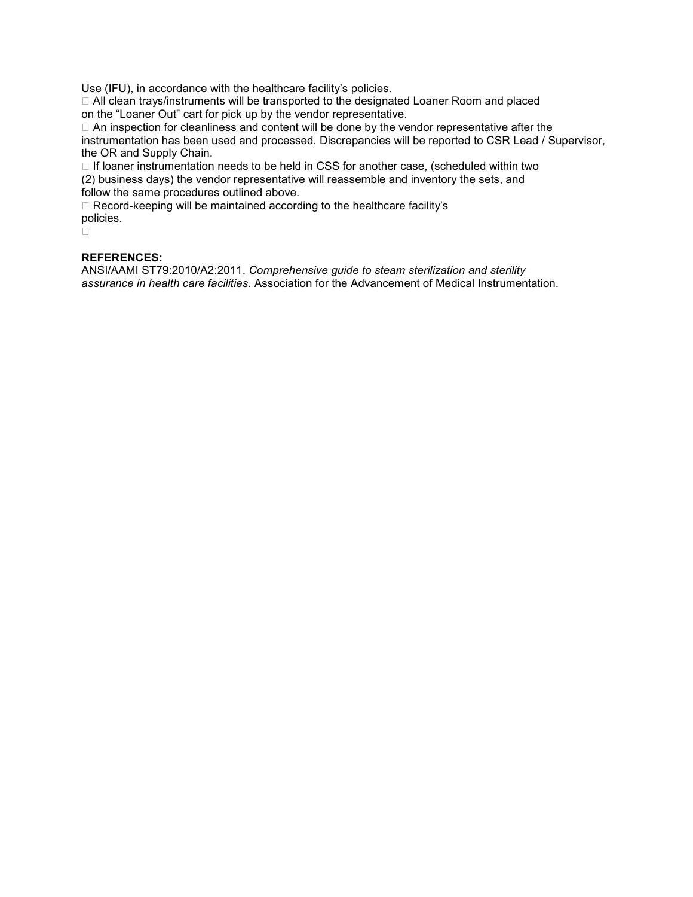Use (IFU), in accordance with the healthcare facility's policies.

- All clean trays/instruments will be transported to the designated Loaner Room and placed on the "Loaner Out" cart for pick up by the vendor representative.
- An inspection for cleanliness and content will be done by the vendor representative after the instrumentation has been used and processed. Discrepancies will be reported to CSR Lead / Supervisor, the OR and Supply Chain.
- If loaner instrumentation needs to be held in CSS for another case, (scheduled within two (2) business days) the vendor representative will reassemble and inventory the sets, and follow the same procedures outlined above.
- Record-keeping will be maintained according to the healthcare facility's policies.

**REFERENCES:**

ANSI/AAMI ST79:2010/A2:2011. *Comprehensive guide to steam sterilization and sterility assurance in health care facilities.* Association for the Advancement of Medical Instrumentation.